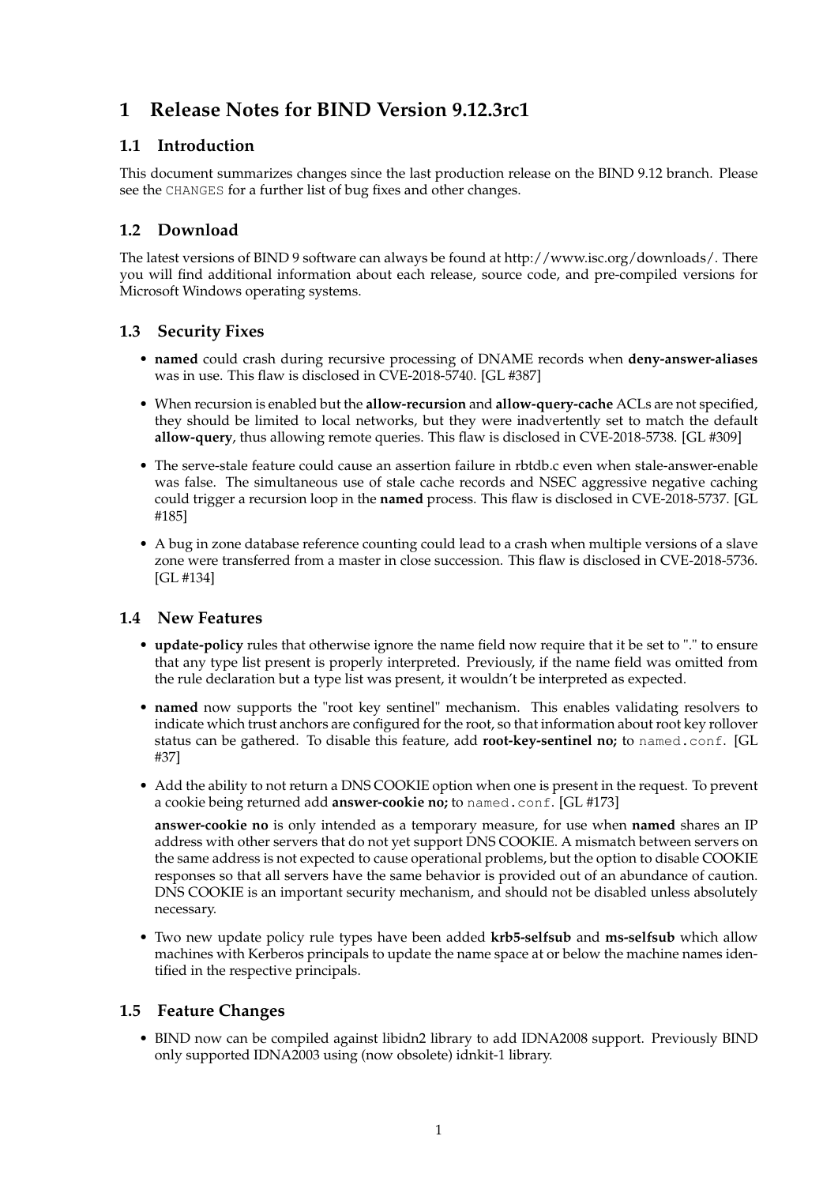# 1 Release Notes for BIND Version 9.12.3rc1

## 1.1 Introduction

This document summarizes changes since the last production release on the BIND 9.12 branch. Please see the `CHANGES` for a further list of bug fixes and other changes.

## 1.2 Download

The latest versions of BIND 9 software can always be found at http://www.isc.org/downloads/. There you will find additional information about each release, source code, and pre-compiled versions for Microsoft Windows operating systems.

## 1.3 Security Fixes

- **named** could crash during recursive processing of DNAME records when **deny-answer-aliases** was in use. This flaw is disclosed in CVE-2018-5740. [GL #387]
- When recursion is enabled but the **allow-recursion** and **allow-query-cache** ACLs are not specified, they should be limited to local networks, but they were inadvertently set to match the default **allow-query**, thus allowing remote queries. This flaw is disclosed in CVE-2018-5738. [GL #309]
- The serve-stale feature could cause an assertion failure in rbtdb.c even when stale-answer-enable was false. The simultaneous use of stale cache records and NSEC aggressive negative caching could trigger a recursion loop in the **named** process. This flaw is disclosed in CVE-2018-5737. [GL #185]
- A bug in zone database reference counting could lead to a crash when multiple versions of a slave zone were transferred from a master in close succession. This flaw is disclosed in CVE-2018-5736. [GL #134]

## 1.4 New Features

- **update-policy** rules that otherwise ignore the name field now require that it be set to "." to ensure that any type list present is properly interpreted. Previously, if the name field was omitted from the rule declaration but a type list was present, it wouldn't be interpreted as expected.
- **named** now supports the "root key sentinel" mechanism. This enables validating resolvers to indicate which trust anchors are configured for the root, so that information about root key rollover status can be gathered. To disable this feature, add **root-key-sentinel no;** to `named.conf`. [GL #37]
- Add the ability to not return a DNS COOKIE option when one is present in the request. To prevent a cookie being returned add **answer-cookie no;** to `named.conf`. [GL #173]

  **answer-cookie no** is only intended as a temporary measure, for use when **named** shares an IP address with other servers that do not yet support DNS COOKIE. A mismatch between servers on the same address is not expected to cause operational problems, but the option to disable COOKIE responses so that all servers have the same behavior is provided out of an abundance of caution. DNS COOKIE is an important security mechanism, and should not be disabled unless absolutely necessary.
- Two new update policy rule types have been added **krb5-selfsub** and **ms-selfsub** which allow machines with Kerberos principals to update the name space at or below the machine names identified in the respective principals.

## 1.5 Feature Changes

- BIND now can be compiled against libidn2 library to add IDNA2008 support. Previously BIND only supported IDNA2003 using (now obsolete) idnkit-1 library.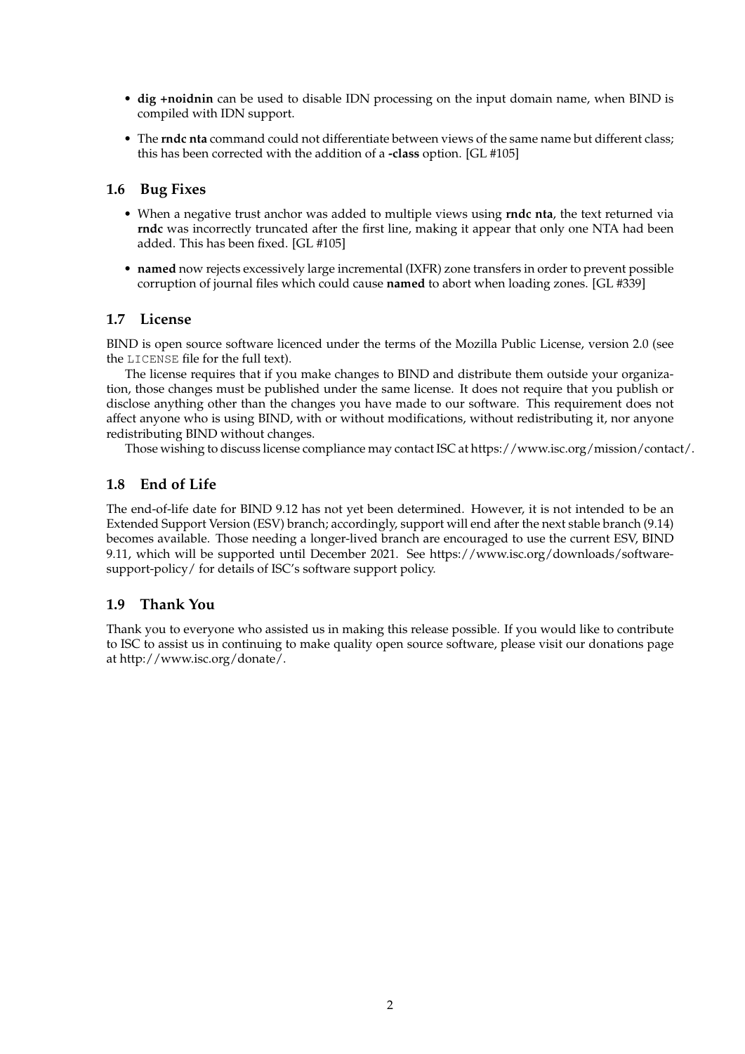- **dig +noidnin** can be used to disable IDN processing on the input domain name, when BIND is compiled with IDN support.
- The **rndc nta** command could not differentiate between views of the same name but different class; this has been corrected with the addition of a **-class** option. [GL #105]

## 1.6 Bug Fixes

- When a negative trust anchor was added to multiple views using **rndc nta**, the text returned via **rndc** was incorrectly truncated after the first line, making it appear that only one NTA had been added. This has been fixed. [GL #105]
- **named** now rejects excessively large incremental (IXFR) zone transfers in order to prevent possible corruption of journal files which could cause **named** to abort when loading zones. [GL #339]

## 1.7 License

BIND is open source software licenced under the terms of the Mozilla Public License, version 2.0 (see the `LICENSE` file for the full text).

The license requires that if you make changes to BIND and distribute them outside your organization, those changes must be published under the same license. It does not require that you publish or disclose anything other than the changes you have made to our software. This requirement does not affect anyone who is using BIND, with or without modifications, without redistributing it, nor anyone redistributing BIND without changes.

Those wishing to discuss license compliance may contact ISC at https://www.isc.org/mission/contact/.

## 1.8 End of Life

The end-of-life date for BIND 9.12 has not yet been determined. However, it is not intended to be an Extended Support Version (ESV) branch; accordingly, support will end after the next stable branch (9.14) becomes available. Those needing a longer-lived branch are encouraged to use the current ESV, BIND 9.11, which will be supported until December 2021. See https://www.isc.org/downloads/software-support-policy/ for details of ISC's software support policy.

## 1.9 Thank You

Thank you to everyone who assisted us in making this release possible. If you would like to contribute to ISC to assist us in continuing to make quality open source software, please visit our donations page at http://www.isc.org/donate/.